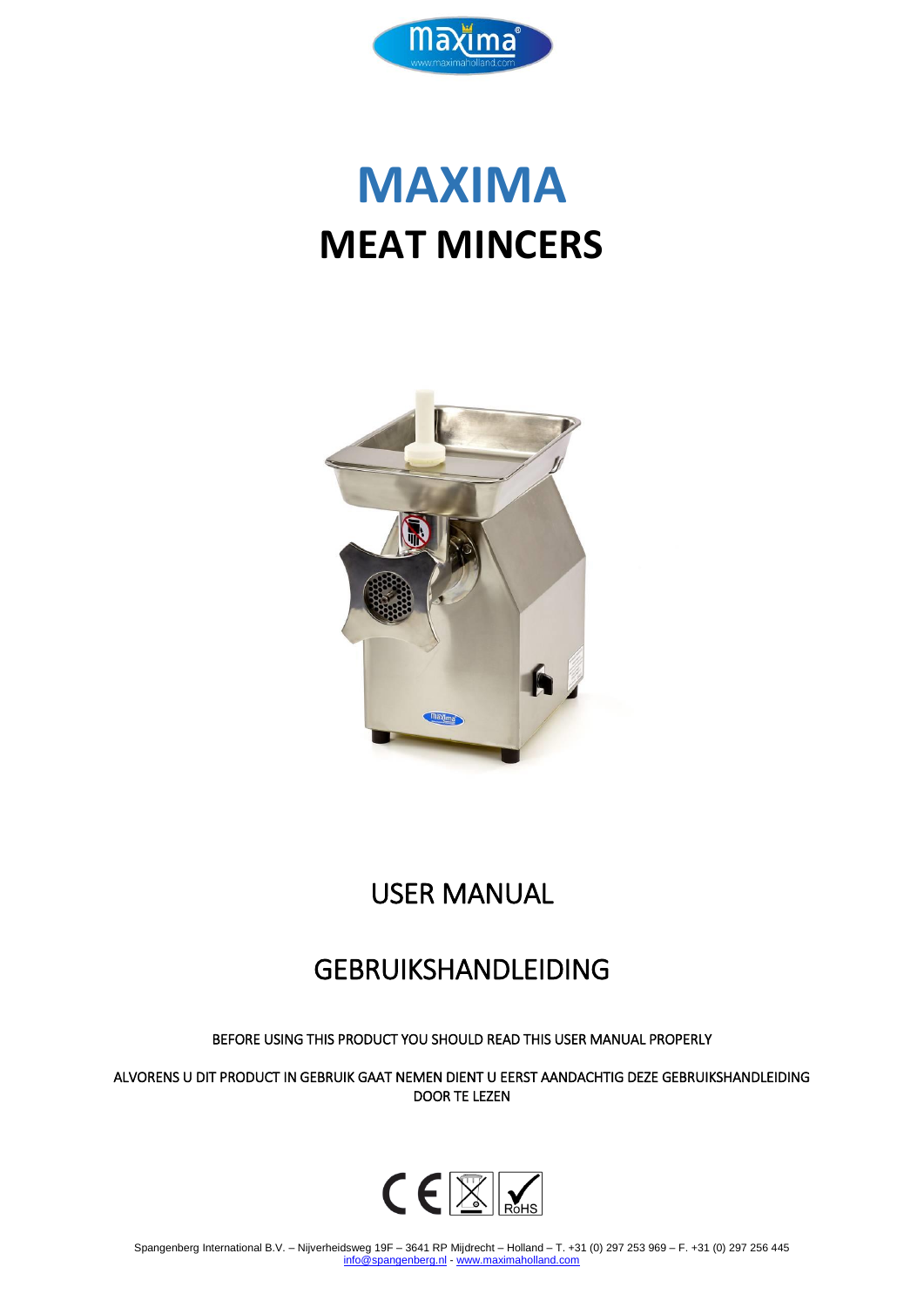# MAXIMA

## MEAT MINCERS

USER MANUAL

GEBRUIKSHANDLEIDING

BEFORE USING THIS PRODUCT YOU SHOULD READ THIS USER MANUAL PROPERLY

ALVORENS U DIT PRODUCT IN GEBRUIK GAAT NEMEN DIENT U EERST AANDACHTIG DEZE GEBRUIKSHANDLEIDING DOOR TE LEZEN

Spangenberg International B.V. – Nijverheidsweg 19F – 3641 RP Mijdrecht – Holland – T. +31 (0) 297 253 969 – F. +31 (0) 297 256 445
info@spangenberg.nl - www.maximaholland.com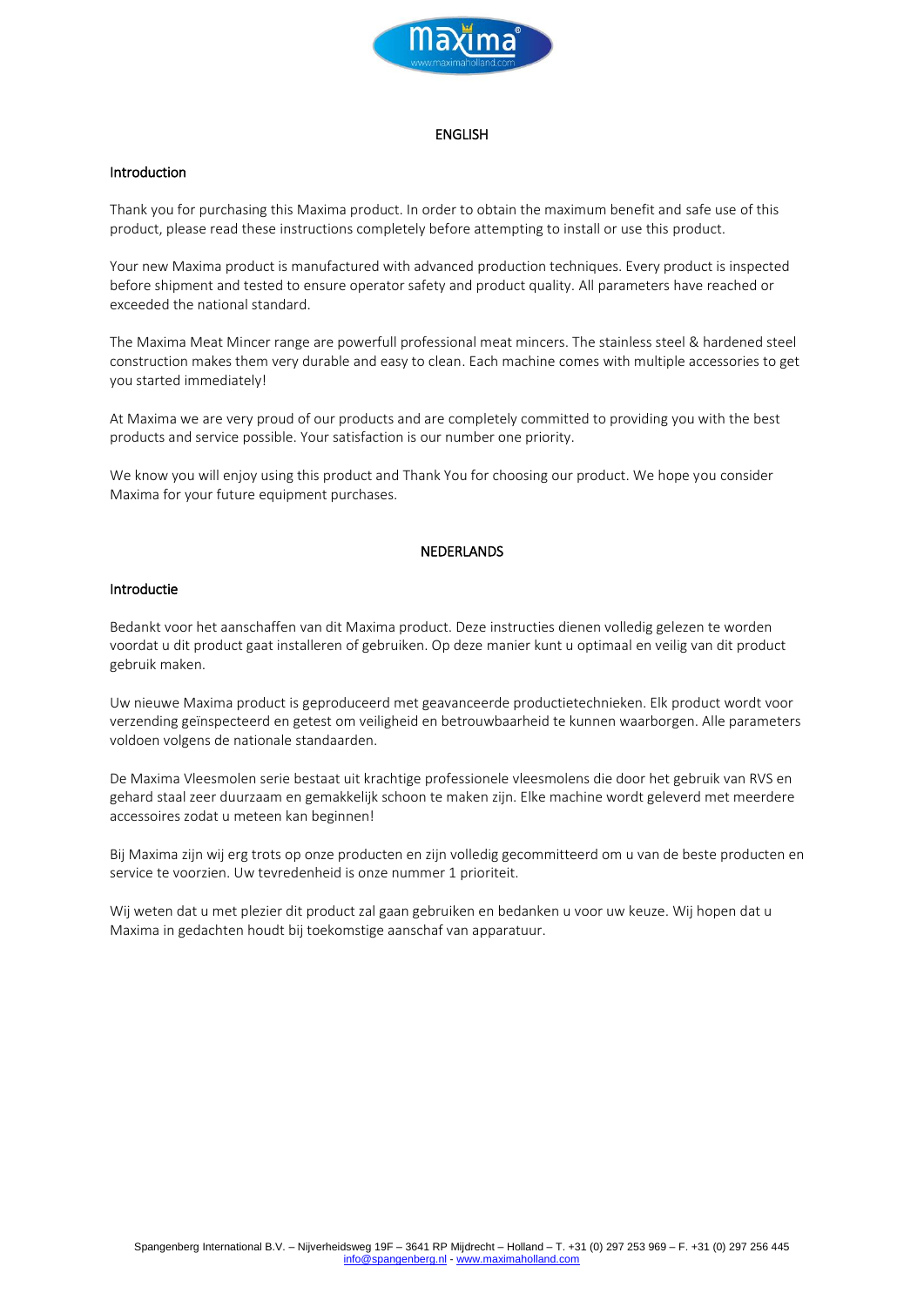## ENGLISH

### Introduction

Thank you for purchasing this Maxima product. In order to obtain the maximum benefit and safe use of this product, please read these instructions completely before attempting to install or use this product.

Your new Maxima product is manufactured with advanced production techniques. Every product is inspected before shipment and tested to ensure operator safety and product quality. All parameters have reached or exceeded the national standard.

The Maxima Meat Mincer range are powerfull professional meat mincers. The stainless steel & hardened steel construction makes them very durable and easy to clean. Each machine comes with multiple accessories to get you started immediately!

At Maxima we are very proud of our products and are completely committed to providing you with the best products and service possible. Your satisfaction is our number one priority.

We know you will enjoy using this product and Thank You for choosing our product. We hope you consider Maxima for your future equipment purchases.

## NEDERLANDS

### Introductie

Bedankt voor het aanschaffen van dit Maxima product. Deze instructies dienen volledig gelezen te worden voordat u dit product gaat installeren of gebruiken. Op deze manier kunt u optimaal en veilig van dit product gebruik maken.

Uw nieuwe Maxima product is geproduceerd met geavanceerde productietechnieken. Elk product wordt voor verzending geïnspecteerd en getest om veiligheid en betrouwbaarheid te kunnen waarborgen. Alle parameters voldoen volgens de nationale standaarden.

De Maxima Vleesmolen serie bestaat uit krachtige professionele vleesmolens die door het gebruik van RVS en gehard staal zeer duurzaam en gemakkelijk schoon te maken zijn. Elke machine wordt geleverd met meerdere accessoires zodat u meteen kan beginnen!

Bij Maxima zijn wij erg trots op onze producten en zijn volledig gecommitteerd om u van de beste producten en service te voorzien. Uw tevredenheid is onze nummer 1 prioriteit.

Wij weten dat u met plezier dit product zal gaan gebruiken en bedanken u voor uw keuze. Wij hopen dat u Maxima in gedachten houdt bij toekomstige aanschaf van apparatuur.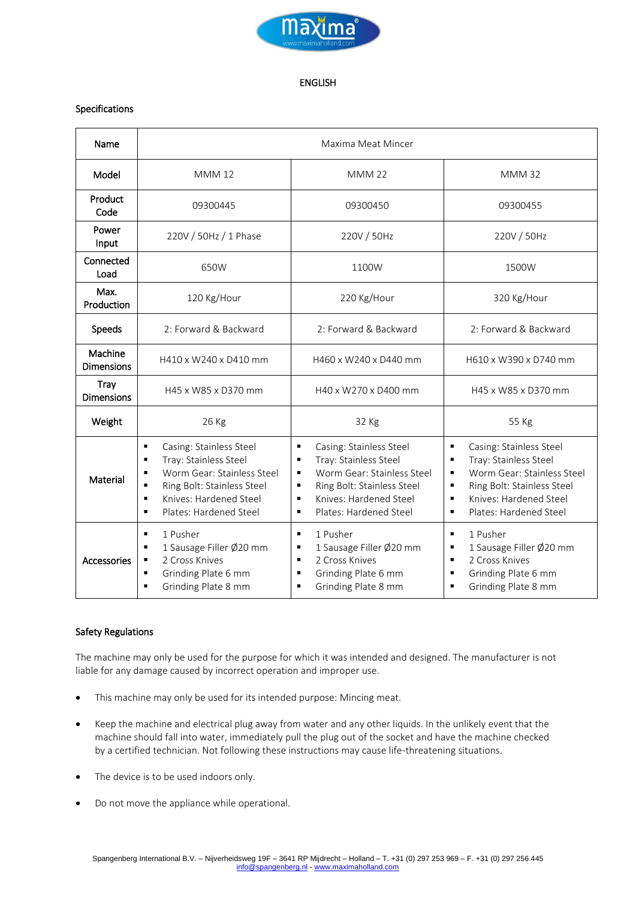ENGLISH

## Specifications

| Name | Maxima Meat Mincer | | |
|---|---|---|---|
| Model | MMM 12 | MMM 22 | MMM 32 |
| Product Code | 09300445 | 09300450 | 09300455 |
| Power Input | 220V / 50Hz / 1 Phase | 220V / 50Hz | 220V / 50Hz |
| Connected Load | 650W | 1100W | 1500W |
| Max. Production | 120 Kg/Hour | 220 Kg/Hour | 320 Kg/Hour |
| Speeds | 2: Forward & Backward | 2: Forward & Backward | 2: Forward & Backward |
| Machine Dimensions | H410 x W240 x D410 mm | H460 x W240 x D440 mm | H610 x W390 x D740 mm |
| Tray Dimensions | H45 x W85 x D370 mm | H40 x W270 x D400 mm | H45 x W85 x D370 mm |
| Weight | 26 Kg | 32 Kg | 55 Kg |
| Material | ▪ Casing: Stainless Steel<br>▪ Tray: Stainless Steel<br>▪ Worm Gear: Stainless Steel<br>▪ Ring Bolt: Stainless Steel<br>▪ Knives: Hardened Steel<br>▪ Plates: Hardened Steel | ▪ Casing: Stainless Steel<br>▪ Tray: Stainless Steel<br>▪ Worm Gear: Stainless Steel<br>▪ Ring Bolt: Stainless Steel<br>▪ Knives: Hardened Steel<br>▪ Plates: Hardened Steel | ▪ Casing: Stainless Steel<br>▪ Tray: Stainless Steel<br>▪ Worm Gear: Stainless Steel<br>▪ Ring Bolt: Stainless Steel<br>▪ Knives: Hardened Steel<br>▪ Plates: Hardened Steel |
| Accessories | ▪ 1 Pusher<br>▪ 1 Sausage Filler Ø20 mm<br>▪ 2 Cross Knives<br>▪ Grinding Plate 6 mm<br>▪ Grinding Plate 8 mm | ▪ 1 Pusher<br>▪ 1 Sausage Filler Ø20 mm<br>▪ 2 Cross Knives<br>▪ Grinding Plate 6 mm<br>▪ Grinding Plate 8 mm | ▪ 1 Pusher<br>▪ 1 Sausage Filler Ø20 mm<br>▪ 2 Cross Knives<br>▪ Grinding Plate 6 mm<br>▪ Grinding Plate 8 mm |

## Safety Regulations

The machine may only be used for the purpose for which it was intended and designed. The manufacturer is not liable for any damage caused by incorrect operation and improper use.

- This machine may only be used for its intended purpose: Mincing meat.
- Keep the machine and electrical plug away from water and any other liquids. In the unlikely event that the machine should fall into water, immediately pull the plug out of the socket and have the machine checked by a certified technician. Not following these instructions may cause life-threatening situations.
- The device is to be used indoors only.
- Do not move the appliance while operational.

Spangenberg International B.V. – Nijverheidsweg 19F – 3641 RP Mijdrecht – Holland – T. +31 (0) 297 253 969 – F. +31 (0) 297 256 445
info@spangenberg.nl - www.maximaholland.com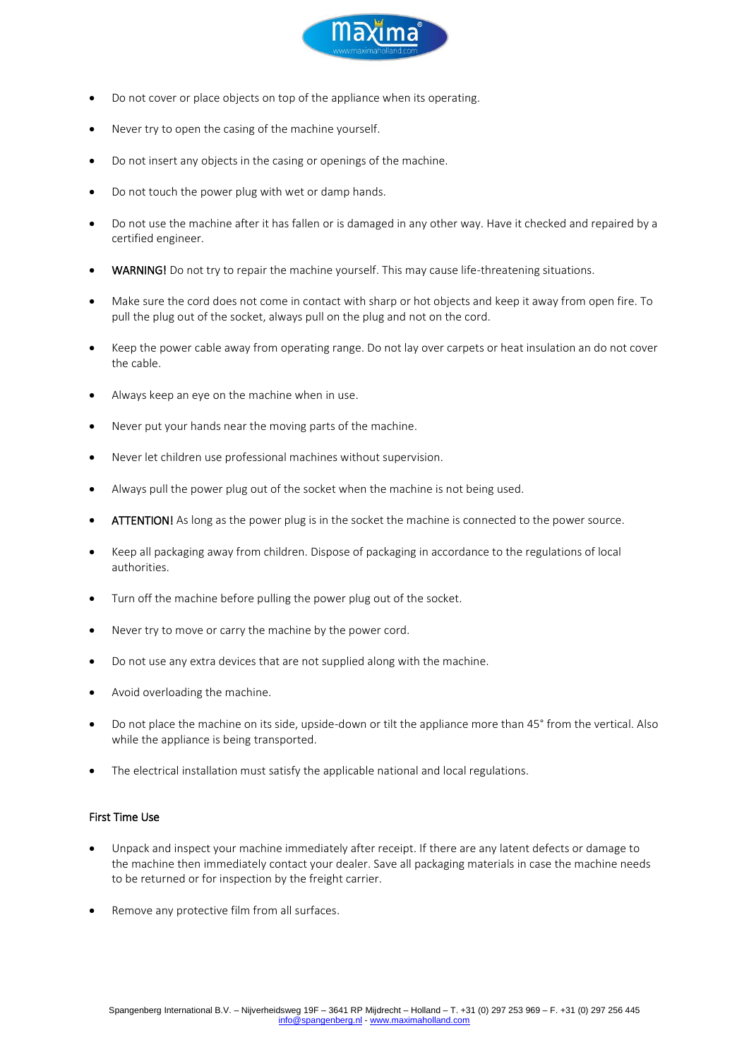- Do not cover or place objects on top of the appliance when its operating.
- Never try to open the casing of the machine yourself.
- Do not insert any objects in the casing or openings of the machine.
- Do not touch the power plug with wet or damp hands.
- Do not use the machine after it has fallen or is damaged in any other way. Have it checked and repaired by a certified engineer.
- WARNING! Do not try to repair the machine yourself. This may cause life-threatening situations.
- Make sure the cord does not come in contact with sharp or hot objects and keep it away from open fire. To pull the plug out of the socket, always pull on the plug and not on the cord.
- Keep the power cable away from operating range. Do not lay over carpets or heat insulation an do not cover the cable.
- Always keep an eye on the machine when in use.
- Never put your hands near the moving parts of the machine.
- Never let children use professional machines without supervision.
- Always pull the power plug out of the socket when the machine is not being used.
- ATTENTION! As long as the power plug is in the socket the machine is connected to the power source.
- Keep all packaging away from children. Dispose of packaging in accordance to the regulations of local authorities.
- Turn off the machine before pulling the power plug out of the socket.
- Never try to move or carry the machine by the power cord.
- Do not use any extra devices that are not supplied along with the machine.
- Avoid overloading the machine.
- Do not place the machine on its side, upside-down or tilt the appliance more than 45° from the vertical. Also while the appliance is being transported.
- The electrical installation must satisfy the applicable national and local regulations.

### First Time Use

- Unpack and inspect your machine immediately after receipt. If there are any latent defects or damage to the machine then immediately contact your dealer. Save all packaging materials in case the machine needs to be returned or for inspection by the freight carrier.
- Remove any protective film from all surfaces.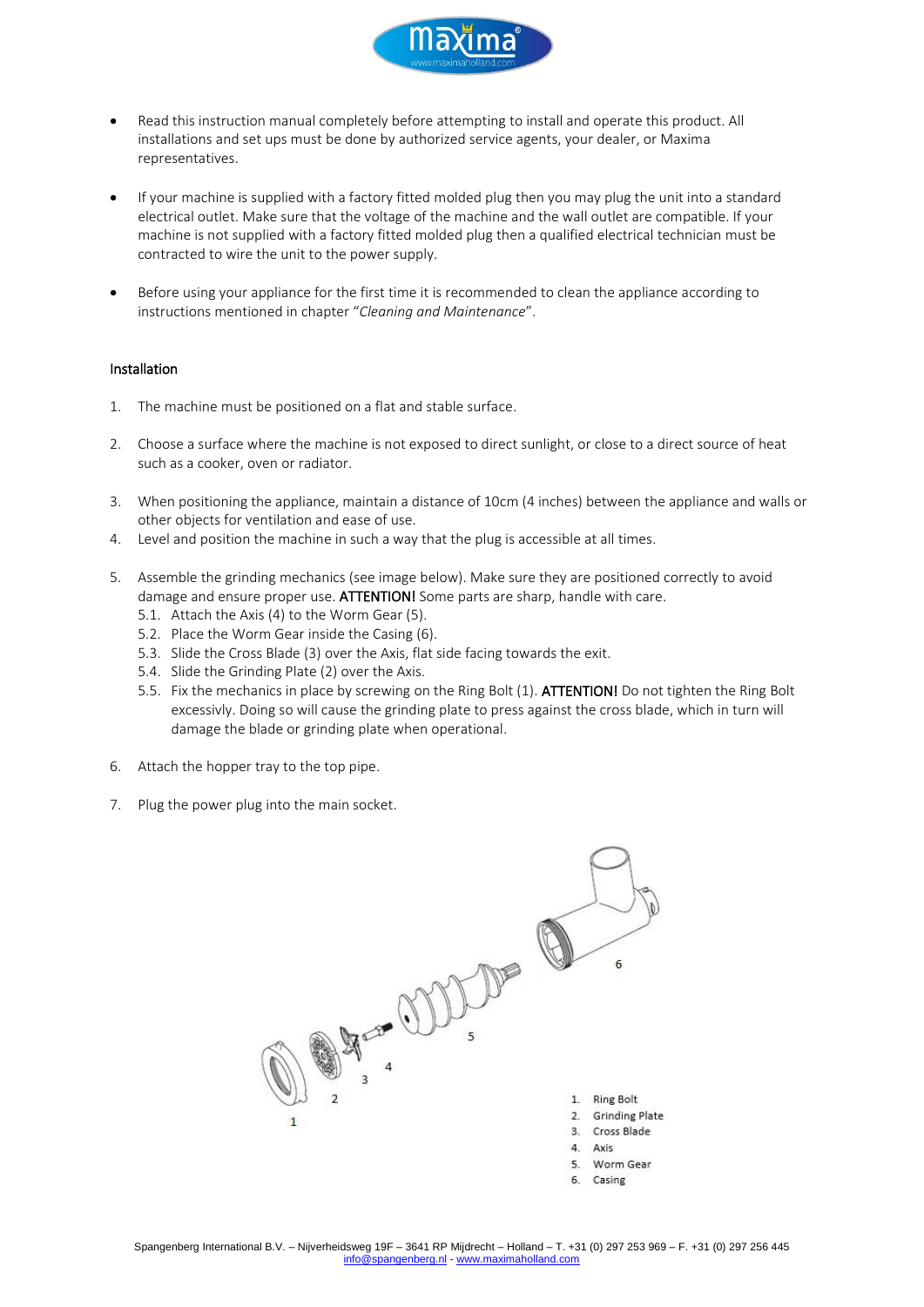- Read this instruction manual completely before attempting to install and operate this product. All installations and set ups must be done by authorized service agents, your dealer, or Maxima representatives.

- If your machine is supplied with a factory fitted molded plug then you may plug the unit into a standard electrical outlet. Make sure that the voltage of the machine and the wall outlet are compatible. If your machine is not supplied with a factory fitted molded plug then a qualified electrical technician must be contracted to wire the unit to the power supply.

- Before using your appliance for the first time it is recommended to clean the appliance according to instructions mentioned in chapter "*Cleaning and Maintenance*".

## Installation

1. The machine must be positioned on a flat and stable surface.

2. Choose a surface where the machine is not exposed to direct sunlight, or close to a direct source of heat such as a cooker, oven or radiator.

3. When positioning the appliance, maintain a distance of 10cm (4 inches) between the appliance and walls or other objects for ventilation and ease of use.
4. Level and position the machine in such a way that the plug is accessible at all times.

5. Assemble the grinding mechanics (see image below). Make sure they are positioned correctly to avoid damage and ensure proper use. ATTENTION! Some parts are sharp, handle with care.
   5.1. Attach the Axis (4) to the Worm Gear (5).
   5.2. Place the Worm Gear inside the Casing (6).
   5.3. Slide the Cross Blade (3) over the Axis, flat side facing towards the exit.
   5.4. Slide the Grinding Plate (2) over the Axis.
   5.5. Fix the mechanics in place by screwing on the Ring Bolt (1). ATTENTION! Do not tighten the Ring Bolt excessivly. Doing so will cause the grinding plate to press against the cross blade, which in turn will damage the blade or grinding plate when operational.

6. Attach the hopper tray to the top pipe.

7. Plug the power plug into the main socket.

1. Ring Bolt
2. Grinding Plate
3. Cross Blade
4. Axis
5. Worm Gear
6. Casing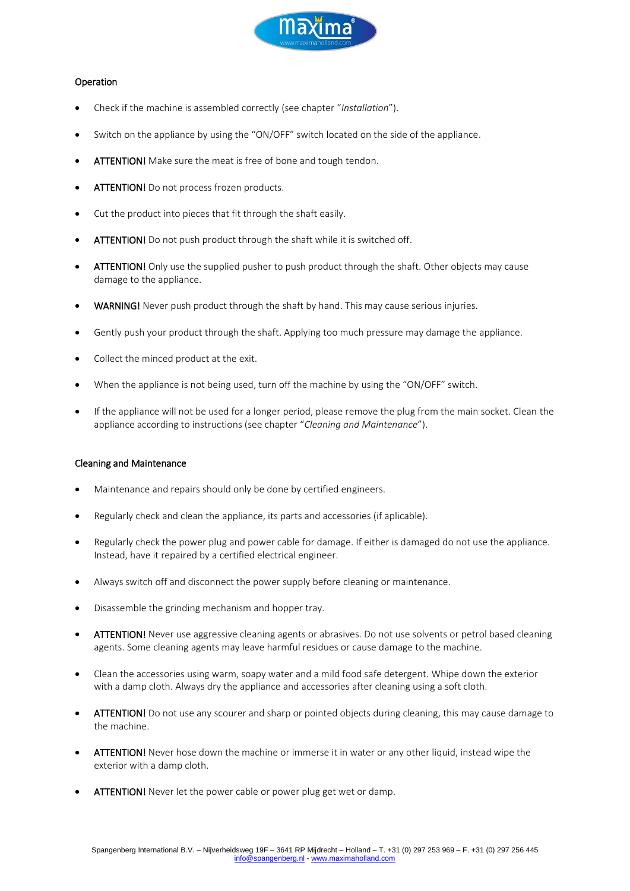## Operation

- Check if the machine is assembled correctly (see chapter "*Installation*").
- Switch on the appliance by using the "ON/OFF" switch located on the side of the appliance.
- ATTENTION! Make sure the meat is free of bone and tough tendon.
- ATTENTION! Do not process frozen products.
- Cut the product into pieces that fit through the shaft easily.
- ATTENTION! Do not push product through the shaft while it is switched off.
- ATTENTION! Only use the supplied pusher to push product through the shaft. Other objects may cause damage to the appliance.
- WARNING! Never push product through the shaft by hand. This may cause serious injuries.
- Gently push your product through the shaft. Applying too much pressure may damage the appliance.
- Collect the minced product at the exit.
- When the appliance is not being used, turn off the machine by using the "ON/OFF" switch.
- If the appliance will not be used for a longer period, please remove the plug from the main socket. Clean the appliance according to instructions (see chapter "*Cleaning and Maintenance*").

## Cleaning and Maintenance

- Maintenance and repairs should only be done by certified engineers.
- Regularly check and clean the appliance, its parts and accessories (if aplicable).
- Regularly check the power plug and power cable for damage. If either is damaged do not use the appliance. Instead, have it repaired by a certified electrical engineer.
- Always switch off and disconnect the power supply before cleaning or maintenance.
- Disassemble the grinding mechanism and hopper tray.
- ATTENTION! Never use aggressive cleaning agents or abrasives. Do not use solvents or petrol based cleaning agents. Some cleaning agents may leave harmful residues or cause damage to the machine.
- Clean the accessories using warm, soapy water and a mild food safe detergent. Whipe down the exterior with a damp cloth. Always dry the appliance and accessories after cleaning using a soft cloth.
- ATTENTION! Do not use any scourer and sharp or pointed objects during cleaning, this may cause damage to the machine.
- ATTENTION! Never hose down the machine or immerse it in water or any other liquid, instead wipe the exterior with a damp cloth.
- ATTENTION! Never let the power cable or power plug get wet or damp.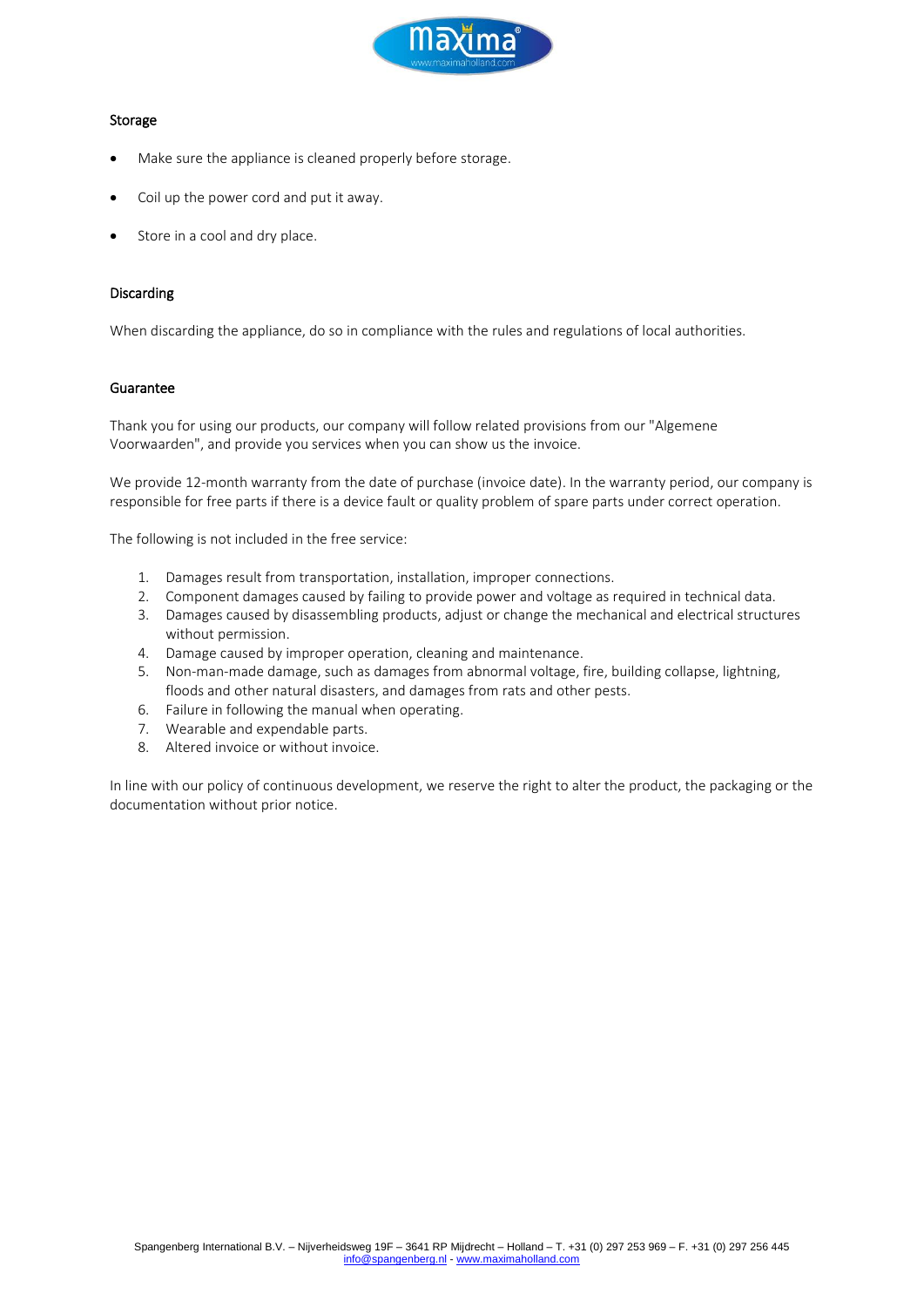## Storage

- Make sure the appliance is cleaned properly before storage.
- Coil up the power cord and put it away.
- Store in a cool and dry place.

## Discarding

When discarding the appliance, do so in compliance with the rules and regulations of local authorities.

## Guarantee

Thank you for using our products, our company will follow related provisions from our "Algemene Voorwaarden", and provide you services when you can show us the invoice.

We provide 12-month warranty from the date of purchase (invoice date). In the warranty period, our company is responsible for free parts if there is a device fault or quality problem of spare parts under correct operation.

The following is not included in the free service:

1. Damages result from transportation, installation, improper connections.
2. Component damages caused by failing to provide power and voltage as required in technical data.
3. Damages caused by disassembling products, adjust or change the mechanical and electrical structures without permission.
4. Damage caused by improper operation, cleaning and maintenance.
5. Non-man-made damage, such as damages from abnormal voltage, fire, building collapse, lightning, floods and other natural disasters, and damages from rats and other pests.
6. Failure in following the manual when operating.
7. Wearable and expendable parts.
8. Altered invoice or without invoice.

In line with our policy of continuous development, we reserve the right to alter the product, the packaging or the documentation without prior notice.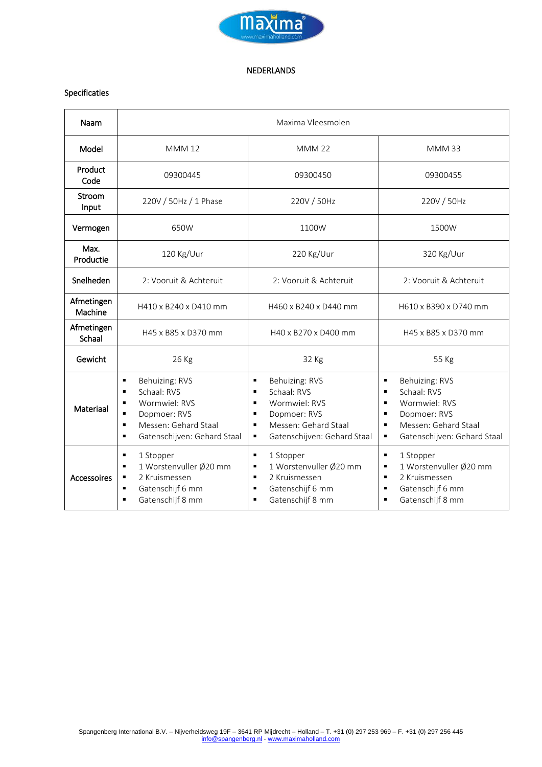NEDERLANDS

## Specificaties

| Naam | Maxima Vleesmolen | | |
|---|---|---|---|
| Model | MMM 12 | MMM 22 | MMM 33 |
| Product Code | 09300445 | 09300450 | 09300455 |
| Stroom Input | 220V / 50Hz / 1 Phase | 220V / 50Hz | 220V / 50Hz |
| Vermogen | 650W | 1100W | 1500W |
| Max. Productie | 120 Kg/Uur | 220 Kg/Uur | 320 Kg/Uur |
| Snelheden | 2: Vooruit & Achteruit | 2: Vooruit & Achteruit | 2: Vooruit & Achteruit |
| Afmetingen Machine | H410 x B240 x D410 mm | H460 x B240 x D440 mm | H610 x B390 x D740 mm |
| Afmetingen Schaal | H45 x B85 x D370 mm | H40 x B270 x D400 mm | H45 x B85 x D370 mm |
| Gewicht | 26 Kg | 32 Kg | 55 Kg |
| Materiaal | ▪ Behuizing: RVS<br>▪ Schaal: RVS<br>▪ Wormwiel: RVS<br>▪ Dopmoer: RVS<br>▪ Messen: Gehard Staal<br>▪ Gatenschijven: Gehard Staal | ▪ Behuizing: RVS<br>▪ Schaal: RVS<br>▪ Wormwiel: RVS<br>▪ Dopmoer: RVS<br>▪ Messen: Gehard Staal<br>▪ Gatenschijven: Gehard Staal | ▪ Behuizing: RVS<br>▪ Schaal: RVS<br>▪ Wormwiel: RVS<br>▪ Dopmoer: RVS<br>▪ Messen: Gehard Staal<br>▪ Gatenschijven: Gehard Staal |
| Accessoires | ▪ 1 Stopper<br>▪ 1 Worstenvuller Ø20 mm<br>▪ 2 Kruismessen<br>▪ Gatenschijf 6 mm<br>▪ Gatenschijf 8 mm | ▪ 1 Stopper<br>▪ 1 Worstenvuller Ø20 mm<br>▪ 2 Kruismessen<br>▪ Gatenschijf 6 mm<br>▪ Gatenschijf 8 mm | ▪ 1 Stopper<br>▪ 1 Worstenvuller Ø20 mm<br>▪ 2 Kruismessen<br>▪ Gatenschijf 6 mm<br>▪ Gatenschijf 8 mm |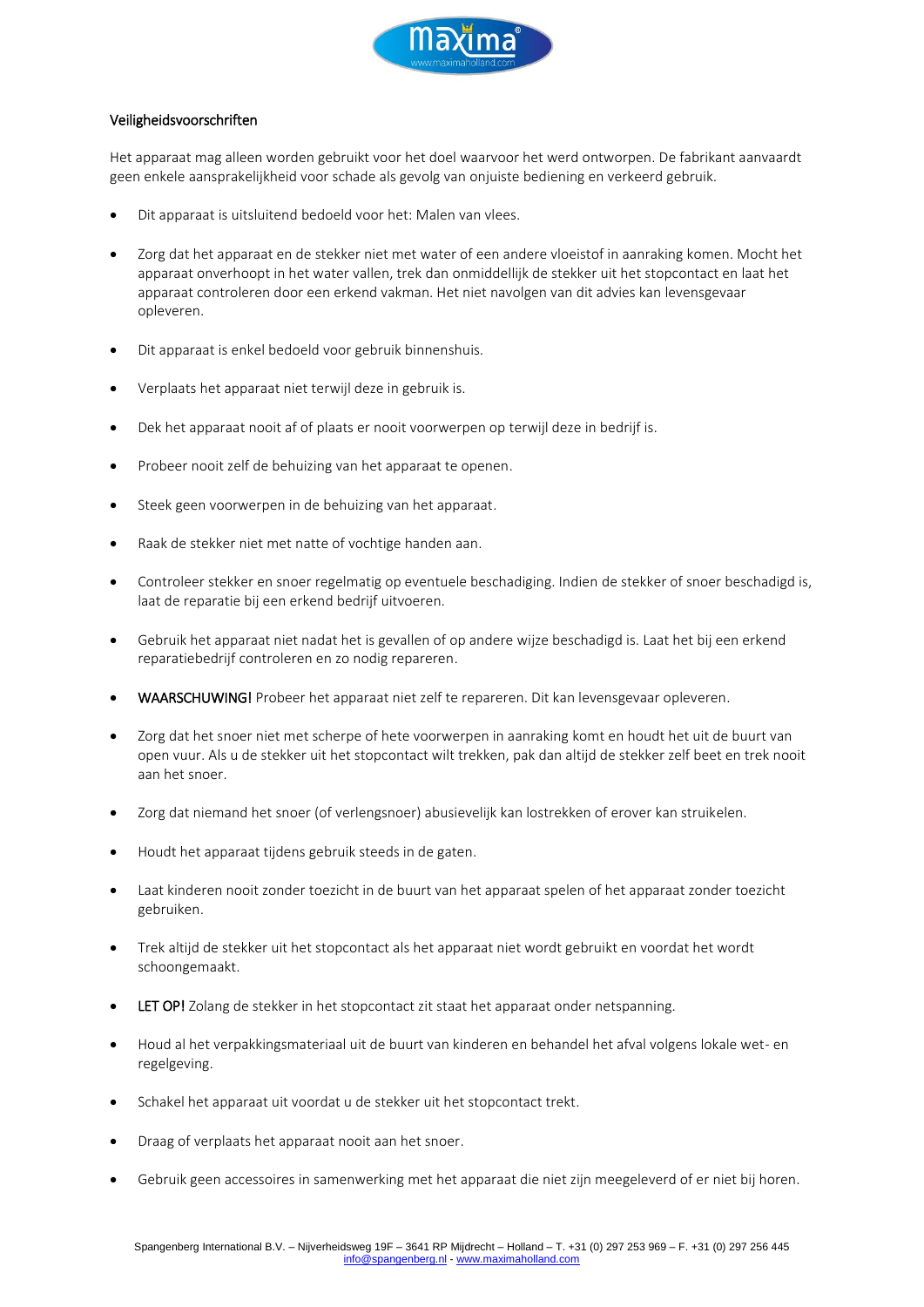Veiligheidsvoorschriften

Het apparaat mag alleen worden gebruikt voor het doel waarvoor het werd ontworpen. De fabrikant aanvaardt geen enkele aansprakelijkheid voor schade als gevolg van onjuiste bediening en verkeerd gebruik.

- Dit apparaat is uitsluitend bedoeld voor het: Malen van vlees.
- Zorg dat het apparaat en de stekker niet met water of een andere vloeistof in aanraking komen. Mocht het apparaat onverhoopt in het water vallen, trek dan onmiddellijk de stekker uit het stopcontact en laat het apparaat controleren door een erkend vakman. Het niet navolgen van dit advies kan levensgevaar opleveren.
- Dit apparaat is enkel bedoeld voor gebruik binnenshuis.
- Verplaats het apparaat niet terwijl deze in gebruik is.
- Dek het apparaat nooit af of plaats er nooit voorwerpen op terwijl deze in bedrijf is.
- Probeer nooit zelf de behuizing van het apparaat te openen.
- Steek geen voorwerpen in de behuizing van het apparaat.
- Raak de stekker niet met natte of vochtige handen aan.
- Controleer stekker en snoer regelmatig op eventuele beschadiging. Indien de stekker of snoer beschadigd is, laat de reparatie bij een erkend bedrijf uitvoeren.
- Gebruik het apparaat niet nadat het is gevallen of op andere wijze beschadigd is. Laat het bij een erkend reparatiebedrijf controleren en zo nodig repareren.
- WAARSCHUWING! Probeer het apparaat niet zelf te repareren. Dit kan levensgevaar opleveren.
- Zorg dat het snoer niet met scherpe of hete voorwerpen in aanraking komt en houdt het uit de buurt van open vuur. Als u de stekker uit het stopcontact wilt trekken, pak dan altijd de stekker zelf beet en trek nooit aan het snoer.
- Zorg dat niemand het snoer (of verlengsnoer) abusievelijk kan lostrekken of erover kan struikelen.
- Houdt het apparaat tijdens gebruik steeds in de gaten.
- Laat kinderen nooit zonder toezicht in de buurt van het apparaat spelen of het apparaat zonder toezicht gebruiken.
- Trek altijd de stekker uit het stopcontact als het apparaat niet wordt gebruikt en voordat het wordt schoongemaakt.
- LET OP! Zolang de stekker in het stopcontact zit staat het apparaat onder netspanning.
- Houd al het verpakkingsmateriaal uit de buurt van kinderen en behandel het afval volgens lokale wet- en regelgeving.
- Schakel het apparaat uit voordat u de stekker uit het stopcontact trekt.
- Draag of verplaats het apparaat nooit aan het snoer.
- Gebruik geen accessoires in samenwerking met het apparaat die niet zijn meegeleverd of er niet bij horen.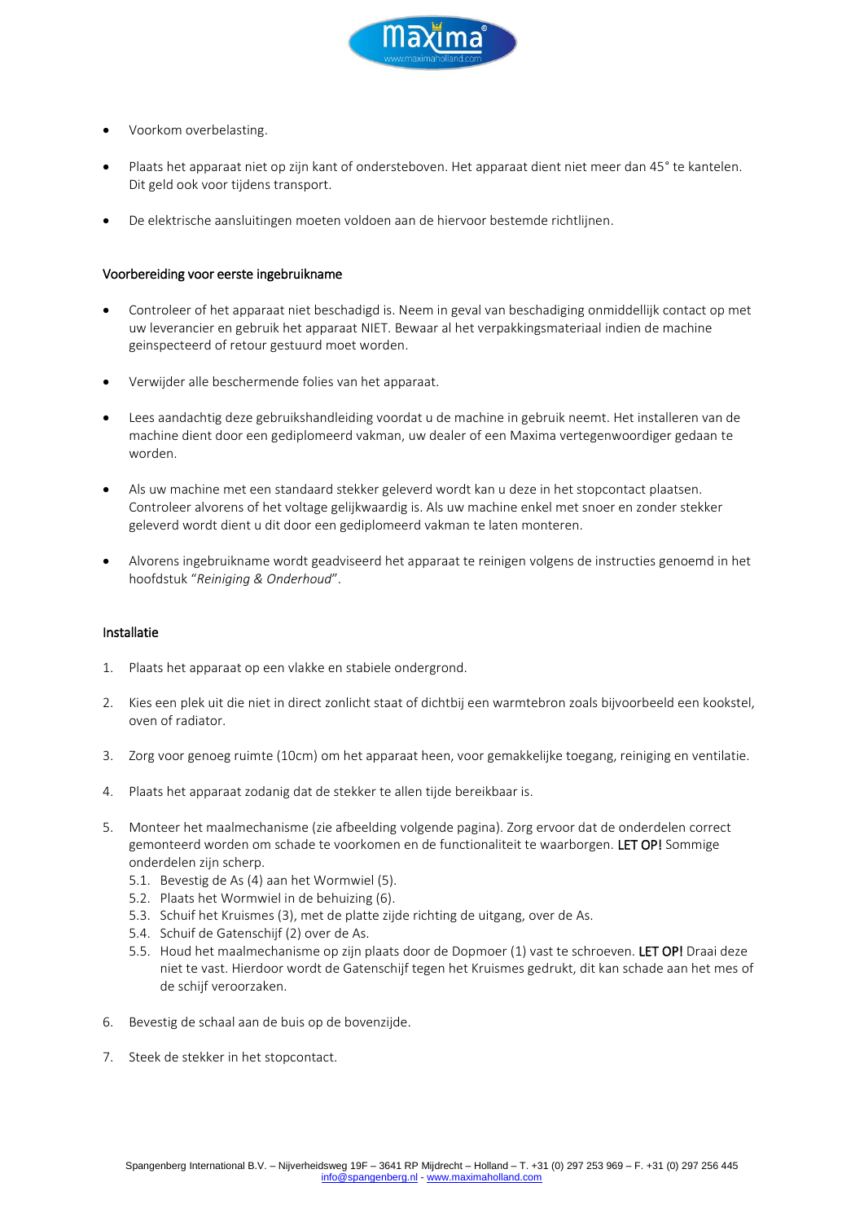- Voorkom overbelasting.
- Plaats het apparaat niet op zijn kant of ondersteboven. Het apparaat dient niet meer dan 45° te kantelen. Dit geld ook voor tijdens transport.
- De elektrische aansluitingen moeten voldoen aan de hiervoor bestemde richtlijnen.

## Voorbereiding voor eerste ingebruikname

- Controleer of het apparaat niet beschadigd is. Neem in geval van beschadiging onmiddellijk contact op met uw leverancier en gebruik het apparaat NIET. Bewaar al het verpakkingsmateriaal indien de machine geinspecteerd of retour gestuurd moet worden.
- Verwijder alle beschermende folies van het apparaat.
- Lees aandachtig deze gebruikshandleiding voordat u de machine in gebruik neemt. Het installeren van de machine dient door een gediplomeerd vakman, uw dealer of een Maxima vertegenwoordiger gedaan te worden.
- Als uw machine met een standaard stekker geleverd wordt kan u deze in het stopcontact plaatsen. Controleer alvorens of het voltage gelijkwaardig is. Als uw machine enkel met snoer en zonder stekker geleverd wordt dient u dit door een gediplomeerd vakman te laten monteren.
- Alvorens ingebruikname wordt geadviseerd het apparaat te reinigen volgens de instructies genoemd in het hoofdstuk "*Reiniging & Onderhoud*".

## Installatie

1. Plaats het apparaat op een vlakke en stabiele ondergrond.
2. Kies een plek uit die niet in direct zonlicht staat of dichtbij een warmtebron zoals bijvoorbeeld een kookstel, oven of radiator.
3. Zorg voor genoeg ruimte (10cm) om het apparaat heen, voor gemakkelijke toegang, reiniging en ventilatie.
4. Plaats het apparaat zodanig dat de stekker te allen tijde bereikbaar is.
5. Monteer het maalmechanisme (zie afbeelding volgende pagina). Zorg ervoor dat de onderdelen correct gemonteerd worden om schade te voorkomen en de functionaliteit te waarborgen. **LET OP!** Sommige onderdelen zijn scherp.
   - 5.1. Bevestig de As (4) aan het Wormwiel (5).
   - 5.2. Plaats het Wormwiel in de behuizing (6).
   - 5.3. Schuif het Kruismes (3), met de platte zijde richting de uitgang, over de As.
   - 5.4. Schuif de Gatenschijf (2) over de As.
   - 5.5. Houd het maalmechanisme op zijn plaats door de Dopmoer (1) vast te schroeven. **LET OP!** Draai deze niet te vast. Hierdoor wordt de Gatenschijf tegen het Kruismes gedrukt, dit kan schade aan het mes of de schijf veroorzaken.
6. Bevestig de schaal aan de buis op de bovenzijde.
7. Steek de stekker in het stopcontact.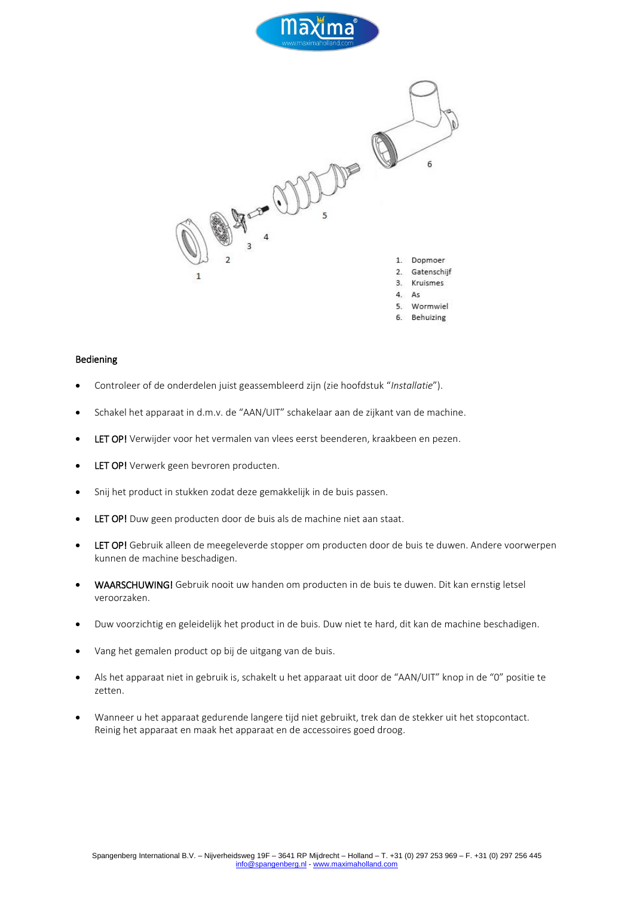1. Dopmoer
2. Gatenschijf
3. Kruismes
4. As
5. Wormwiel
6. Behuizing

## Bediening

- Controleer of de onderdelen juist geassembleerd zijn (zie hoofdstuk "*Installatie*").
- Schakel het apparaat in d.m.v. de "AAN/UIT" schakelaar aan de zijkant van de machine.
- LET OP! Verwijder voor het vermalen van vlees eerst beenderen, kraakbeen en pezen.
- LET OP! Verwerk geen bevroren producten.
- Snij het product in stukken zodat deze gemakkelijk in de buis passen.
- LET OP! Duw geen producten door de buis als de machine niet aan staat.
- LET OP! Gebruik alleen de meegeleverde stopper om producten door de buis te duwen. Andere voorwerpen kunnen de machine beschadigen.
- WAARSCHUWING! Gebruik nooit uw handen om producten in de buis te duwen. Dit kan ernstig letsel veroorzaken.
- Duw voorzichtig en geleidelijk het product in de buis. Duw niet te hard, dit kan de machine beschadigen.
- Vang het gemalen product op bij de uitgang van de buis.
- Als het apparaat niet in gebruik is, schakelt u het apparaat uit door de "AAN/UIT" knop in de "0" positie te zetten.
- Wanneer u het apparaat gedurende langere tijd niet gebruikt, trek dan de stekker uit het stopcontact. Reinig het apparaat en maak het apparaat en de accessoires goed droog.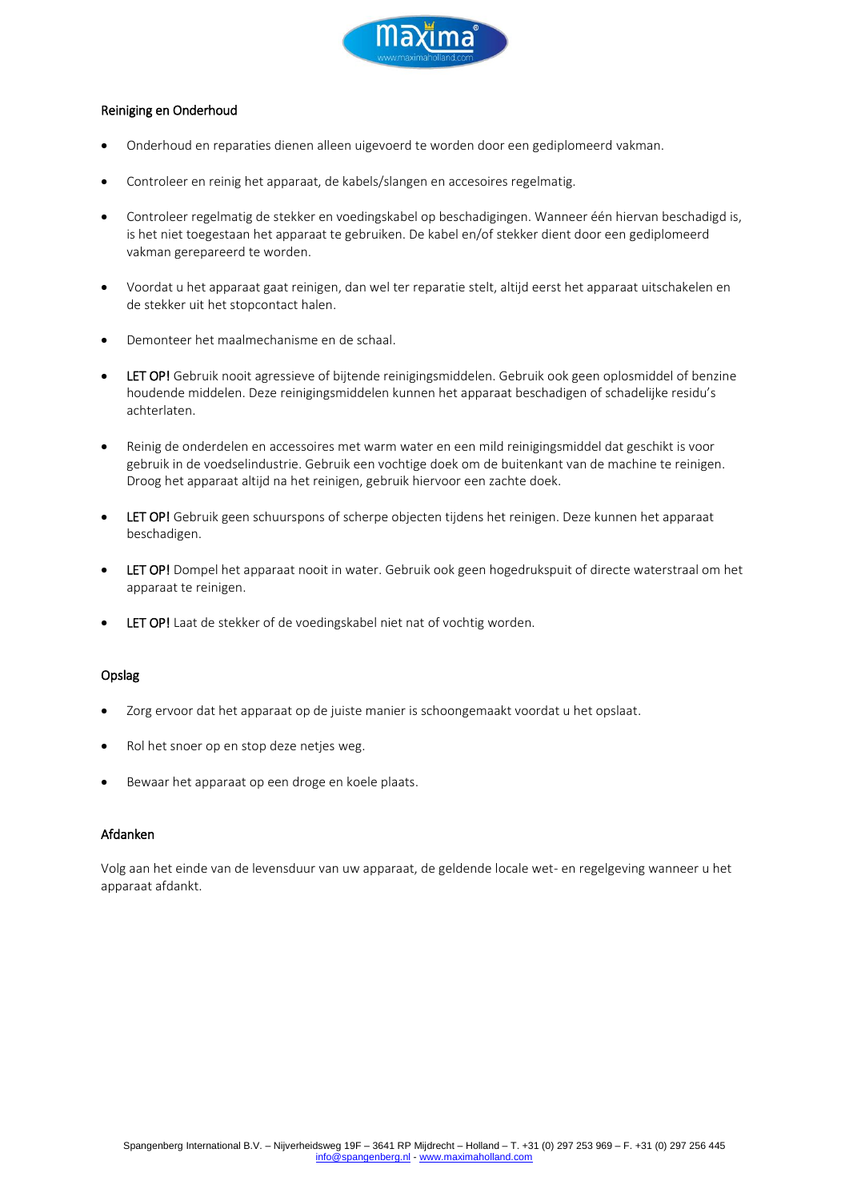## Reiniging en Onderhoud

- Onderhoud en reparaties dienen alleen uigevoerd te worden door een gediplomeerd vakman.
- Controleer en reinig het apparaat, de kabels/slangen en accesoires regelmatig.
- Controleer regelmatig de stekker en voedingskabel op beschadigingen. Wanneer één hiervan beschadigd is, is het niet toegestaan het apparaat te gebruiken. De kabel en/of stekker dient door een gediplomeerd vakman gerepareerd te worden.
- Voordat u het apparaat gaat reinigen, dan wel ter reparatie stelt, altijd eerst het apparaat uitschakelen en de stekker uit het stopcontact halen.
- Demonteer het maalmechanisme en de schaal.
- LET OP! Gebruik nooit agressieve of bijtende reinigingsmiddelen. Gebruik ook geen oplosmiddel of benzine houdende middelen. Deze reinigingsmiddelen kunnen het apparaat beschadigen of schadelijke residu's achterlaten.
- Reinig de onderdelen en accessoires met warm water en een mild reinigingsmiddel dat geschikt is voor gebruik in de voedselindustrie. Gebruik een vochtige doek om de buitenkant van de machine te reinigen. Droog het apparaat altijd na het reinigen, gebruik hiervoor een zachte doek.
- LET OP! Gebruik geen schuurspons of scherpe objecten tijdens het reinigen. Deze kunnen het apparaat beschadigen.
- LET OP! Dompel het apparaat nooit in water. Gebruik ook geen hogedrukspuit of directe waterstraal om het apparaat te reinigen.
- LET OP! Laat de stekker of de voedingskabel niet nat of vochtig worden.

## Opslag

- Zorg ervoor dat het apparaat op de juiste manier is schoongemaakt voordat u het opslaat.
- Rol het snoer op en stop deze netjes weg.
- Bewaar het apparaat op een droge en koele plaats.

## Afdanken

Volg aan het einde van de levensduur van uw apparaat, de geldende locale wet- en regelgeving wanneer u het apparaat afdankt.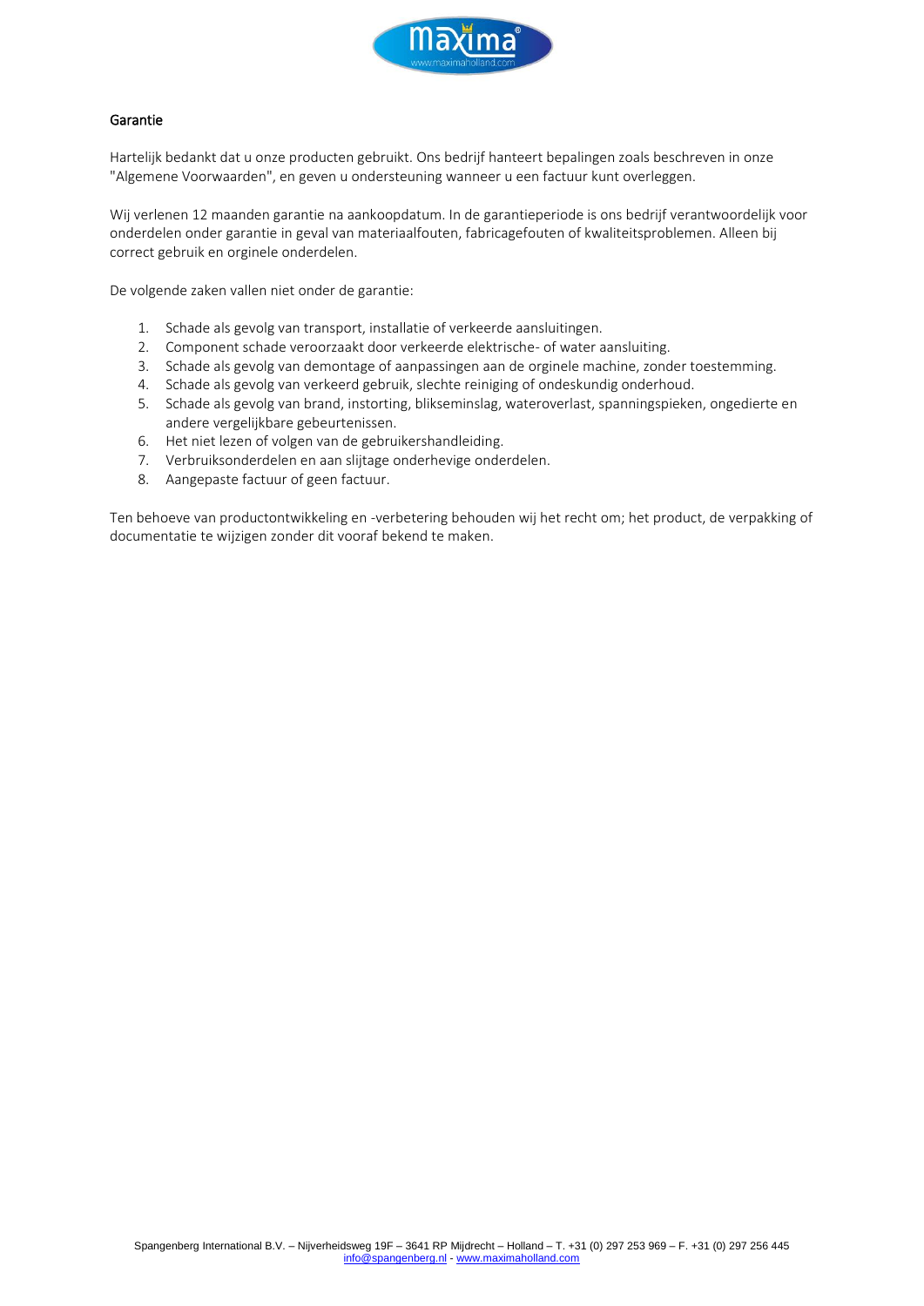## Garantie

Hartelijk bedankt dat u onze producten gebruikt. Ons bedrijf hanteert bepalingen zoals beschreven in onze "Algemene Voorwaarden", en geven u ondersteuning wanneer u een factuur kunt overleggen.

Wij verlenen 12 maanden garantie na aankoopdatum. In de garantieperiode is ons bedrijf verantwoordelijk voor onderdelen onder garantie in geval van materiaalfouten, fabricagefouten of kwaliteitsproblemen. Alleen bij correct gebruik en orginele onderdelen.

De volgende zaken vallen niet onder de garantie:

1. Schade als gevolg van transport, installatie of verkeerde aansluitingen.
2. Component schade veroorzaakt door verkeerde elektrische- of water aansluiting.
3. Schade als gevolg van demontage of aanpassingen aan de orginele machine, zonder toestemming.
4. Schade als gevolg van verkeerd gebruik, slechte reiniging of ondeskundig onderhoud.
5. Schade als gevolg van brand, instorting, blikseminslag, wateroverlast, spanningspieken, ongedierte en andere vergelijkbare gebeurtenissen.
6. Het niet lezen of volgen van de gebruikershandleiding.
7. Verbruiksonderdelen en aan slijtage onderhevige onderdelen.
8. Aangepaste factuur of geen factuur.

Ten behoeve van productontwikkeling en -verbetering behouden wij het recht om; het product, de verpakking of documentatie te wijzigen zonder dit vooraf bekend te maken.